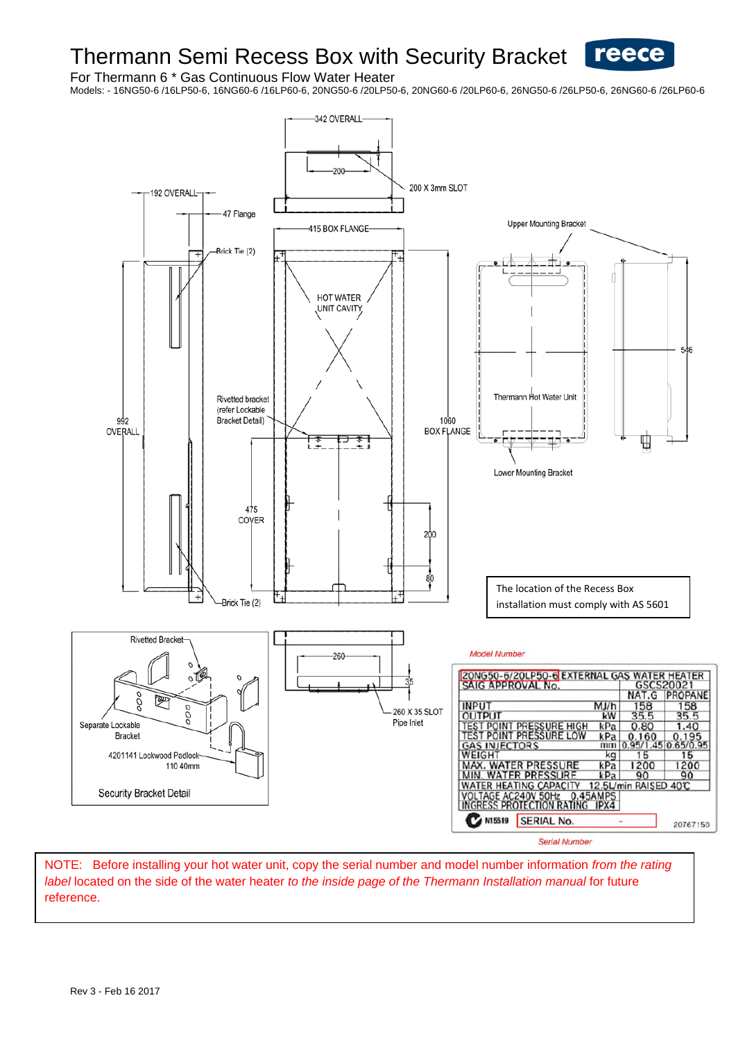# Thermann Semi Recess Box with Security Bracket

reece

For Thermann 6 * Gas Continuous Flow Water Heater

Models: - 16NG50-6 /16LP50-6, 16NG60-6 /16LP60-6, 20NG50-6 /20LP50-6, 20NG60-6 /20LP60-6, 26NG50-6 /26LP50-6, 26NG60-6 /26LP60-6

342 OVERALL

200

200 X 3mm SLOT

192 OVERALL

47 Flange

415 BOX FLANGE

Upper Mounting Bracket

Brick Tie (2)

HOT WATER UNIT CAVITY

546

Thermann Hot Water Unit

Rivetted bracket (refer Lockable Bracket Detail)

992 OVERALL

1060 BOX FLANGE

Lower Mounting Bracket

475 COVER

200

80

Brick Tie (2)

The location of the Recess Box installation must comply with AS 5601

Rivetted Bracket

Separate Lockable Bracket

4201141 Lockwood Padlock 110 40mm

Security Bracket Detail

260

35

260 X 35 SLOT Pipe Inlet

Model Number

| 20NG50-6/20LP50-6 EXTERNAL GAS WATER HEATER | | | |
|---|---|---|---|
| SAIG APPROVAL No. | | GSCS20021 | |
| | | NAT.G | PROPANE |
| INPUT | MJ/h | 158 | 158 |
| OUTPUT | kW | 35.5 | 35.5 |
| TEST POINT PRESSURE HIGH | kPa | 0.80 | 1.40 |
| TEST POINT PRESSURE LOW | kPa | 0.160 | 0.195 |
| GAS INJECTORS | mm | 0.95/1.45 | 0.65/0.95 |
| WEIGHT | kg | 15 | 15 |
| MAX. WATER PRESSURE | kPa | 1200 | 1200 |
| MIN. WATER PRESSURE | kPa | 90 | 90 |
| WATER HEATING CAPACITY 12.5L/min RAISED 40℃ | | | |
| VOLTAGE AC240V 50Hz 0.45AMPS | | | |
| INGRESS PROTECTION RATING IPX4 | | | |
| N15519 SERIAL No. - | | | 20767150 |

Serial Number

NOTE: Before installing your hot water unit, copy the serial number and model number information *from the rating label* located on the side of the water heater *to the inside page of the Thermann Installation manual* for future reference.

Rev 3 - Feb 16 2017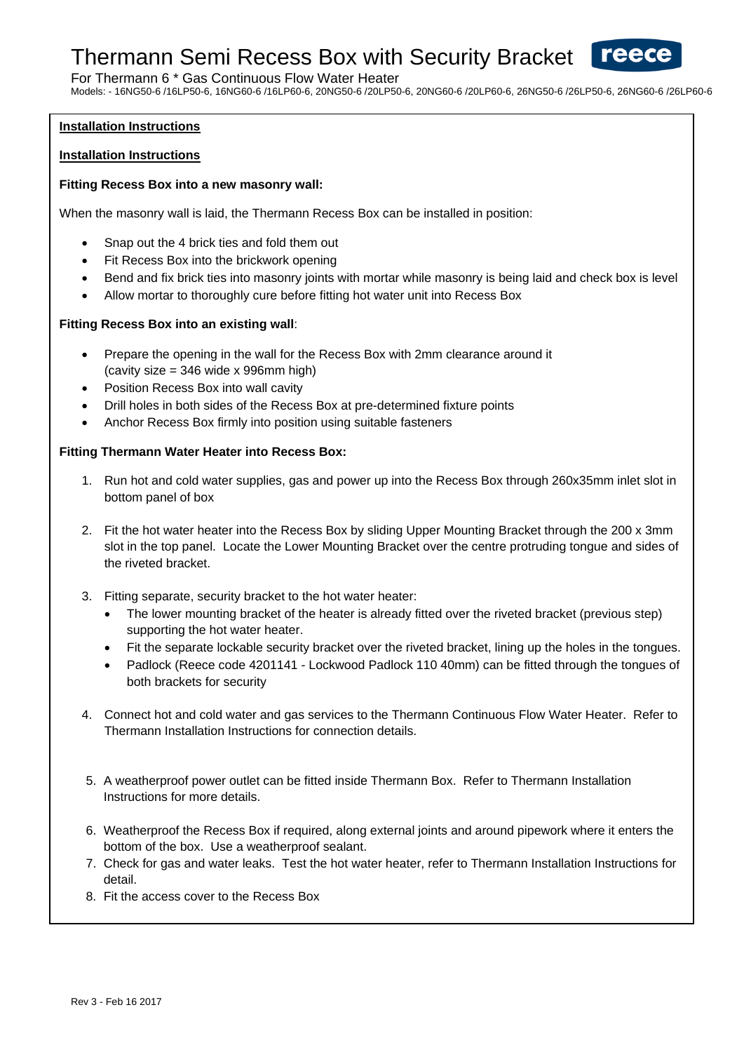# Thermann Semi Recess Box with Security Bracket

reece

For Thermann 6 * Gas Continuous Flow Water Heater

Models: - 16NG50-6 /16LP50-6, 16NG60-6 /16LP60-6, 20NG50-6 /20LP50-6, 20NG60-6 /20LP60-6, 26NG50-6 /26LP50-6, 26NG60-6 /26LP60-6

**Installation Instructions**

**Installation Instructions**

**Fitting Recess Box into a new masonry wall:**

When the masonry wall is laid, the Thermann Recess Box can be installed in position:

- Snap out the 4 brick ties and fold them out
- Fit Recess Box into the brickwork opening
- Bend and fix brick ties into masonry joints with mortar while masonry is being laid and check box is level
- Allow mortar to thoroughly cure before fitting hot water unit into Recess Box

**Fitting Recess Box into an existing wall**:

- Prepare the opening in the wall for the Recess Box with 2mm clearance around it (cavity size = 346 wide x 996mm high)
- Position Recess Box into wall cavity
- Drill holes in both sides of the Recess Box at pre-determined fixture points
- Anchor Recess Box firmly into position using suitable fasteners

**Fitting Thermann Water Heater into Recess Box:**

1. Run hot and cold water supplies, gas and power up into the Recess Box through 260x35mm inlet slot in bottom panel of box
2. Fit the hot water heater into the Recess Box by sliding Upper Mounting Bracket through the 200 x 3mm slot in the top panel. Locate the Lower Mounting Bracket over the centre protruding tongue and sides of the riveted bracket.
3. Fitting separate, security bracket to the hot water heater:
   - The lower mounting bracket of the heater is already fitted over the riveted bracket (previous step) supporting the hot water heater.
   - Fit the separate lockable security bracket over the riveted bracket, lining up the holes in the tongues.
   - Padlock (Reece code 4201141 - Lockwood Padlock 110 40mm) can be fitted through the tongues of both brackets for security
4. Connect hot and cold water and gas services to the Thermann Continuous Flow Water Heater. Refer to Thermann Installation Instructions for connection details.
5. A weatherproof power outlet can be fitted inside Thermann Box. Refer to Thermann Installation Instructions for more details.
6. Weatherproof the Recess Box if required, along external joints and around pipework where it enters the bottom of the box. Use a weatherproof sealant.
7. Check for gas and water leaks. Test the hot water heater, refer to Thermann Installation Instructions for detail.
8. Fit the access cover to the Recess Box

Rev 3 - Feb 16 2017